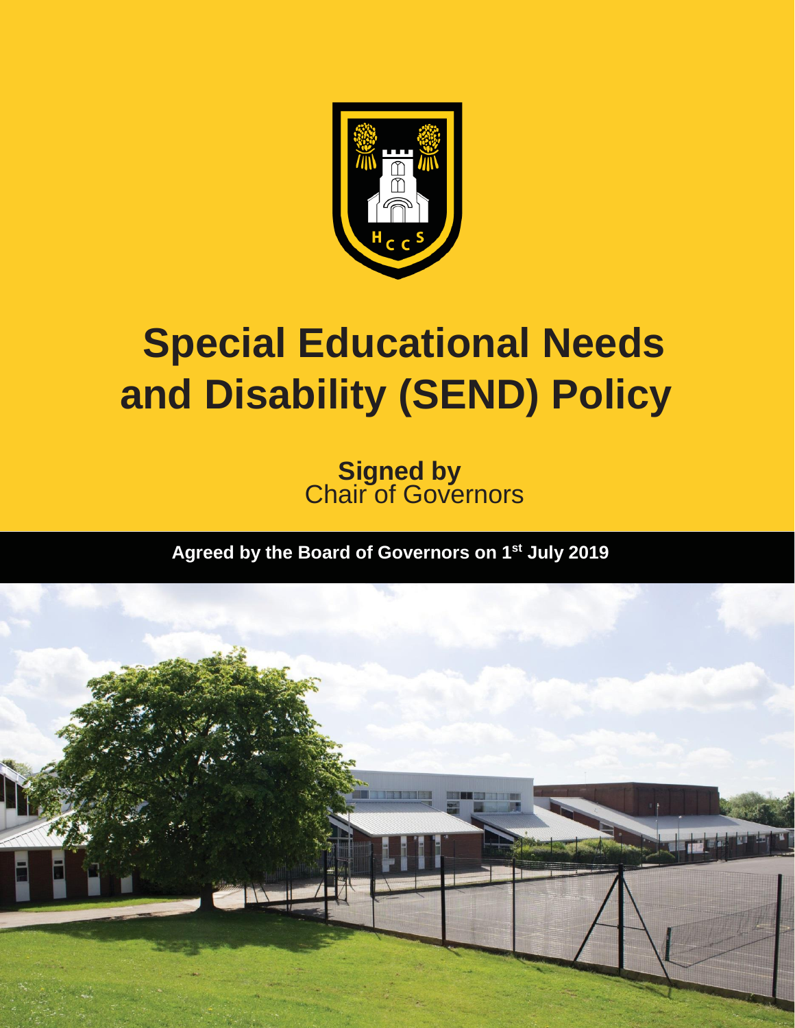# Special Educational Needs and Disability (SEND) Policy

**Signed by**
Chair of Governors

**Agreed by the Board of Governors on 1st July 2019**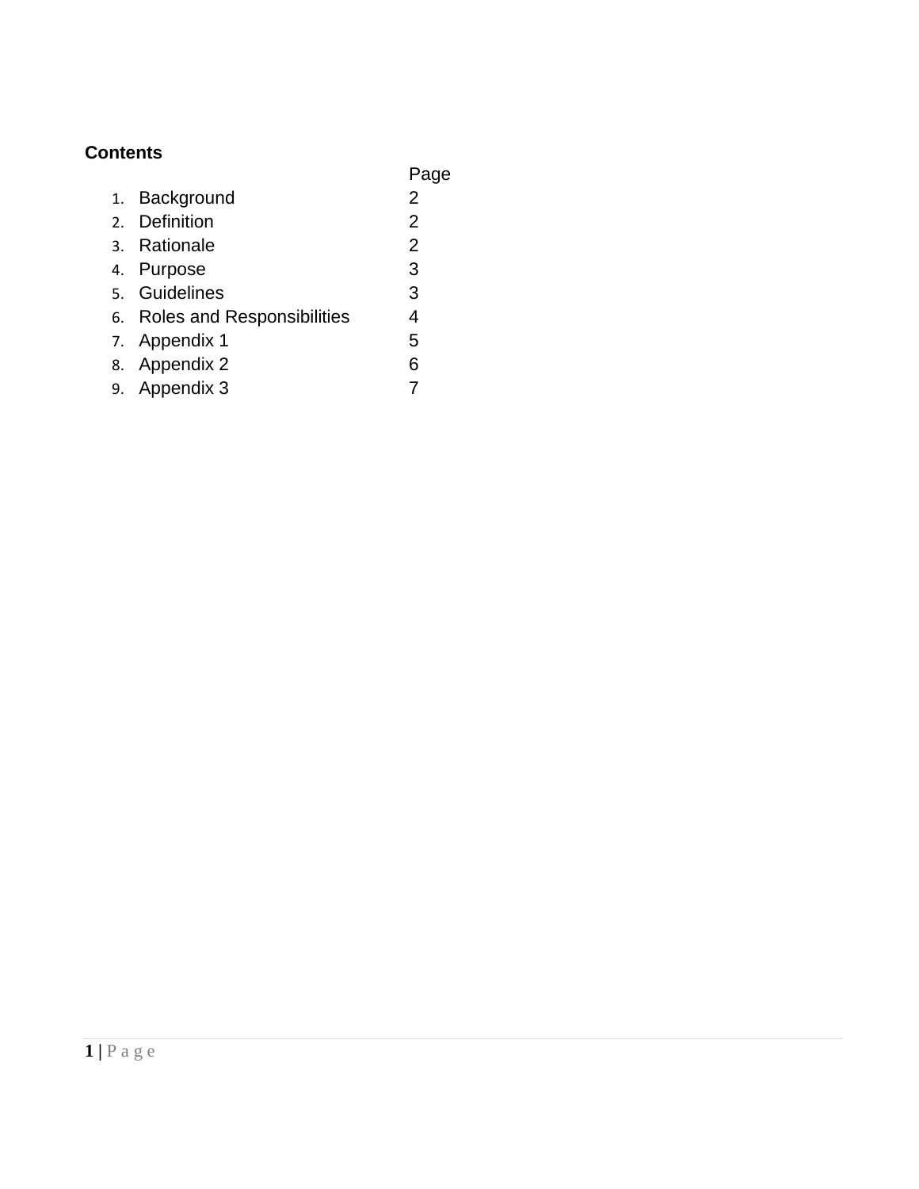**Contents**

| | | Page |
|---|---|---|
| 1. | Background | 2 |
| 2. | Definition | 2 |
| 3. | Rationale | 2 |
| 4. | Purpose | 3 |
| 5. | Guidelines | 3 |
| 6. | Roles and Responsibilities | 4 |
| 7. | Appendix 1 | 5 |
| 8. | Appendix 2 | 6 |
| 9. | Appendix 3 | 7 |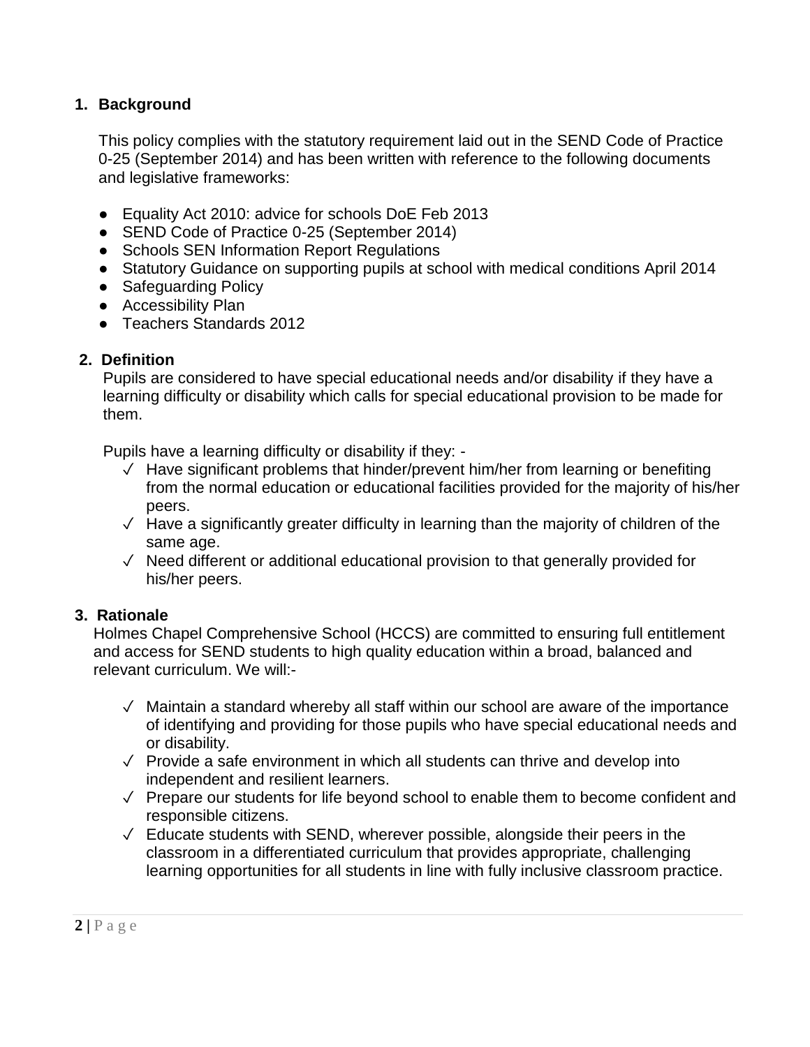## 1. Background

This policy complies with the statutory requirement laid out in the SEND Code of Practice 0-25 (September 2014) and has been written with reference to the following documents and legislative frameworks:

- Equality Act 2010: advice for schools DoE Feb 2013
- SEND Code of Practice 0-25 (September 2014)
- Schools SEN Information Report Regulations
- Statutory Guidance on supporting pupils at school with medical conditions April 2014
- Safeguarding Policy
- Accessibility Plan
- Teachers Standards 2012

## 2. Definition

Pupils are considered to have special educational needs and/or disability if they have a learning difficulty or disability which calls for special educational provision to be made for them.

Pupils have a learning difficulty or disability if they: -

- ✓ Have significant problems that hinder/prevent him/her from learning or benefiting from the normal education or educational facilities provided for the majority of his/her peers.
- ✓ Have a significantly greater difficulty in learning than the majority of children of the same age.
- ✓ Need different or additional educational provision to that generally provided for his/her peers.

## 3. Rationale

Holmes Chapel Comprehensive School (HCCS) are committed to ensuring full entitlement and access for SEND students to high quality education within a broad, balanced and relevant curriculum. We will:-

- ✓ Maintain a standard whereby all staff within our school are aware of the importance of identifying and providing for those pupils who have special educational needs and or disability.
- ✓ Provide a safe environment in which all students can thrive and develop into independent and resilient learners.
- ✓ Prepare our students for life beyond school to enable them to become confident and responsible citizens.
- ✓ Educate students with SEND, wherever possible, alongside their peers in the classroom in a differentiated curriculum that provides appropriate, challenging learning opportunities for all students in line with fully inclusive classroom practice.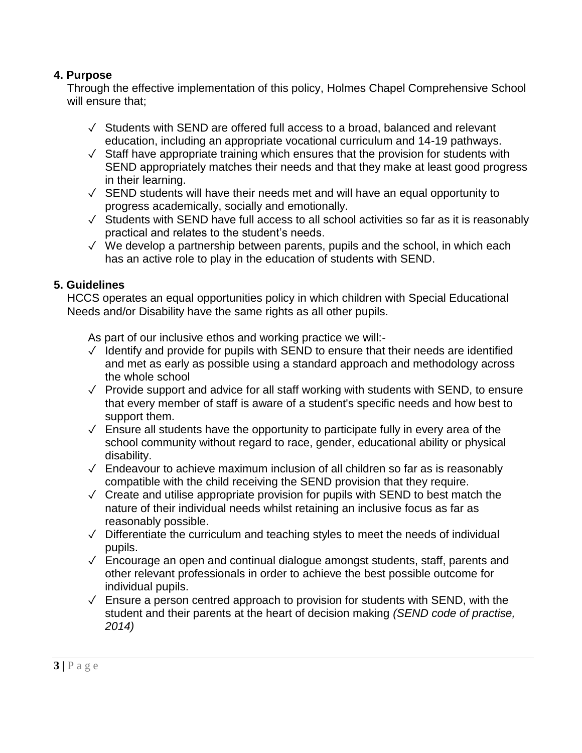## 4. Purpose

Through the effective implementation of this policy, Holmes Chapel Comprehensive School will ensure that;

- ✓ Students with SEND are offered full access to a broad, balanced and relevant education, including an appropriate vocational curriculum and 14-19 pathways.
- ✓ Staff have appropriate training which ensures that the provision for students with SEND appropriately matches their needs and that they make at least good progress in their learning.
- ✓ SEND students will have their needs met and will have an equal opportunity to progress academically, socially and emotionally.
- ✓ Students with SEND have full access to all school activities so far as it is reasonably practical and relates to the student's needs.
- ✓ We develop a partnership between parents, pupils and the school, in which each has an active role to play in the education of students with SEND.

## 5. Guidelines

HCCS operates an equal opportunities policy in which children with Special Educational Needs and/or Disability have the same rights as all other pupils.

As part of our inclusive ethos and working practice we will:-

- ✓ Identify and provide for pupils with SEND to ensure that their needs are identified and met as early as possible using a standard approach and methodology across the whole school
- ✓ Provide support and advice for all staff working with students with SEND, to ensure that every member of staff is aware of a student's specific needs and how best to support them.
- ✓ Ensure all students have the opportunity to participate fully in every area of the school community without regard to race, gender, educational ability or physical disability.
- ✓ Endeavour to achieve maximum inclusion of all children so far as is reasonably compatible with the child receiving the SEND provision that they require.
- ✓ Create and utilise appropriate provision for pupils with SEND to best match the nature of their individual needs whilst retaining an inclusive focus as far as reasonably possible.
- ✓ Differentiate the curriculum and teaching styles to meet the needs of individual pupils.
- ✓ Encourage an open and continual dialogue amongst students, staff, parents and other relevant professionals in order to achieve the best possible outcome for individual pupils.
- ✓ Ensure a person centred approach to provision for students with SEND, with the student and their parents at the heart of decision making *(SEND code of practise, 2014)*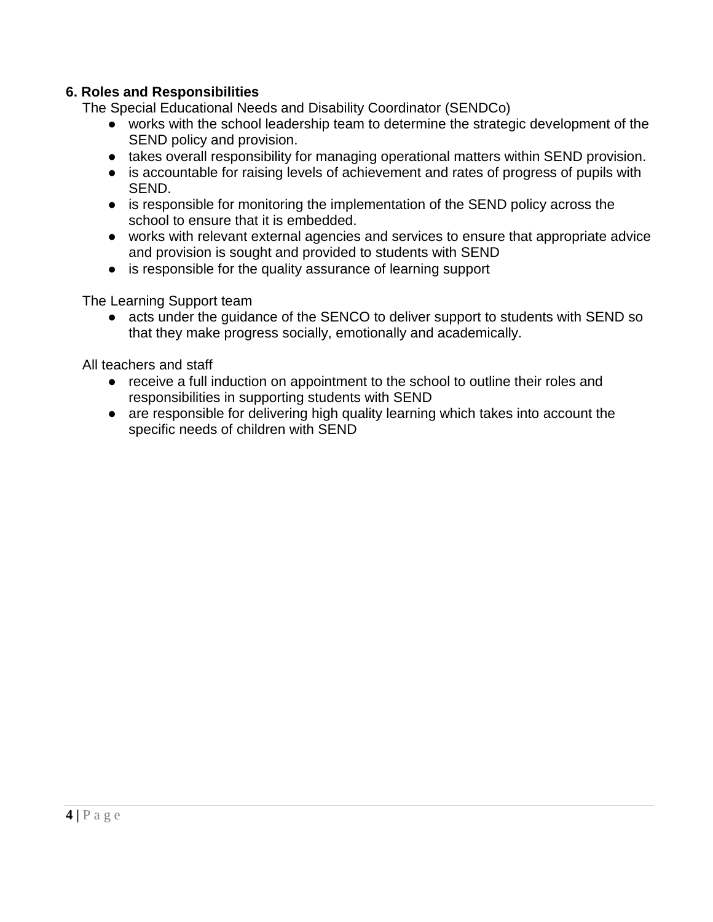## 6. Roles and Responsibilities

The Special Educational Needs and Disability Coordinator (SENDCo)

- works with the school leadership team to determine the strategic development of the SEND policy and provision.
- takes overall responsibility for managing operational matters within SEND provision.
- is accountable for raising levels of achievement and rates of progress of pupils with SEND.
- is responsible for monitoring the implementation of the SEND policy across the school to ensure that it is embedded.
- works with relevant external agencies and services to ensure that appropriate advice and provision is sought and provided to students with SEND
- is responsible for the quality assurance of learning support

The Learning Support team

- acts under the guidance of the SENCO to deliver support to students with SEND so that they make progress socially, emotionally and academically.

All teachers and staff

- receive a full induction on appointment to the school to outline their roles and responsibilities in supporting students with SEND
- are responsible for delivering high quality learning which takes into account the specific needs of children with SEND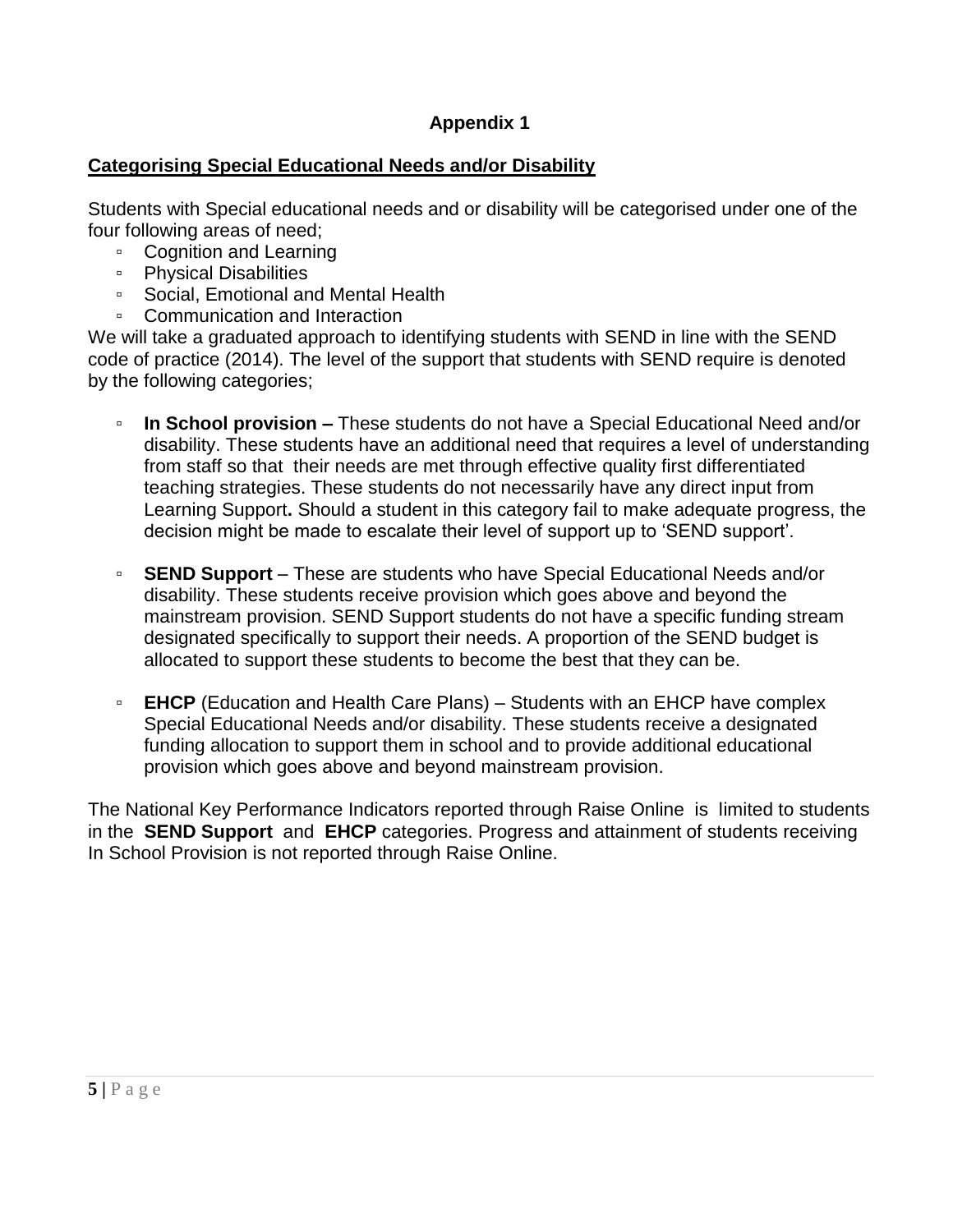## Appendix 1

### Categorising Special Educational Needs and/or Disability

Students with Special educational needs and or disability will be categorised under one of the four following areas of need;

- Cognition and Learning
- Physical Disabilities
- Social, Emotional and Mental Health
- Communication and Interaction

We will take a graduated approach to identifying students with SEND in line with the SEND code of practice (2014). The level of the support that students with SEND require is denoted by the following categories;

- **In School provision –** These students do not have a Special Educational Need and/or disability. These students have an additional need that requires a level of understanding from staff so that their needs are met through effective quality first differentiated teaching strategies. These students do not necessarily have any direct input from Learning Support**.** Should a student in this category fail to make adequate progress, the decision might be made to escalate their level of support up to 'SEND support'.

- **SEND Support** – These are students who have Special Educational Needs and/or disability. These students receive provision which goes above and beyond the mainstream provision. SEND Support students do not have a specific funding stream designated specifically to support their needs. A proportion of the SEND budget is allocated to support these students to become the best that they can be.

- **EHCP** (Education and Health Care Plans) – Students with an EHCP have complex Special Educational Needs and/or disability. These students receive a designated funding allocation to support them in school and to provide additional educational provision which goes above and beyond mainstream provision.

The National Key Performance Indicators reported through Raise Online is limited to students in the **SEND Support** and **EHCP** categories. Progress and attainment of students receiving In School Provision is not reported through Raise Online.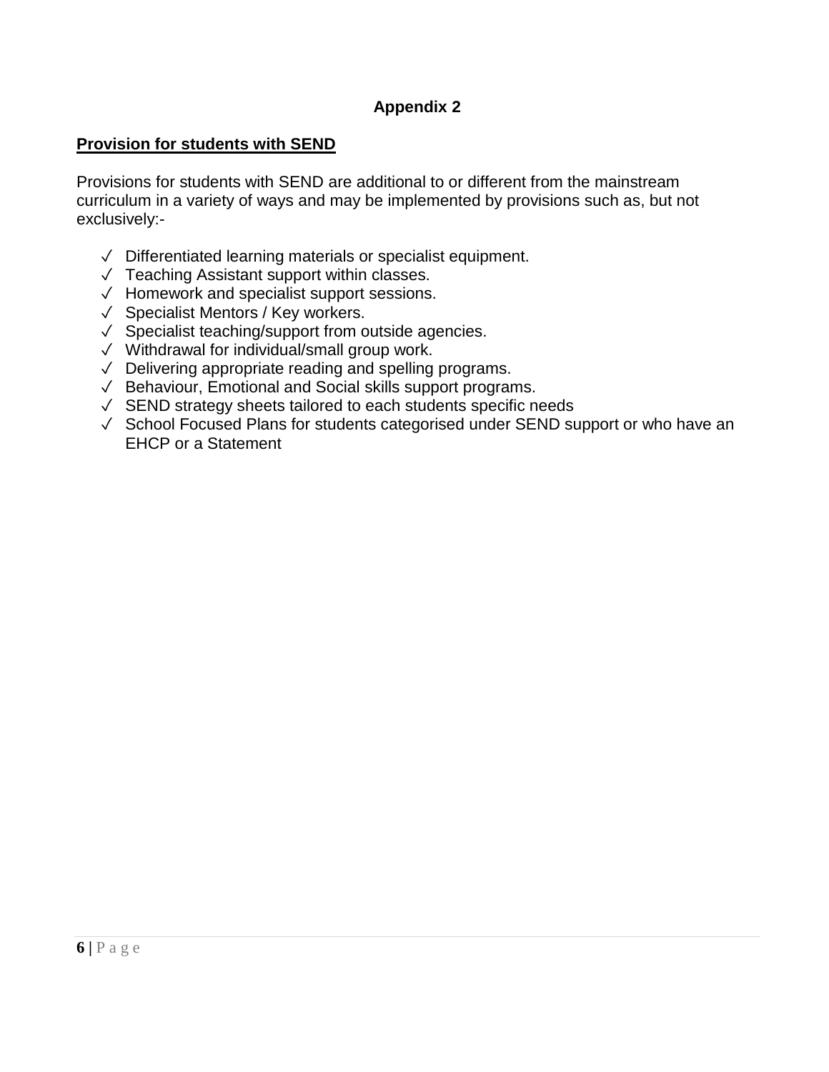## Appendix 2

**Provision for students with SEND**

Provisions for students with SEND are additional to or different from the mainstream curriculum in a variety of ways and may be implemented by provisions such as, but not exclusively:-

- ✓ Differentiated learning materials or specialist equipment.
- ✓ Teaching Assistant support within classes.
- ✓ Homework and specialist support sessions.
- ✓ Specialist Mentors / Key workers.
- ✓ Specialist teaching/support from outside agencies.
- ✓ Withdrawal for individual/small group work.
- ✓ Delivering appropriate reading and spelling programs.
- ✓ Behaviour, Emotional and Social skills support programs.
- ✓ SEND strategy sheets tailored to each students specific needs
- ✓ School Focused Plans for students categorised under SEND support or who have an EHCP or a Statement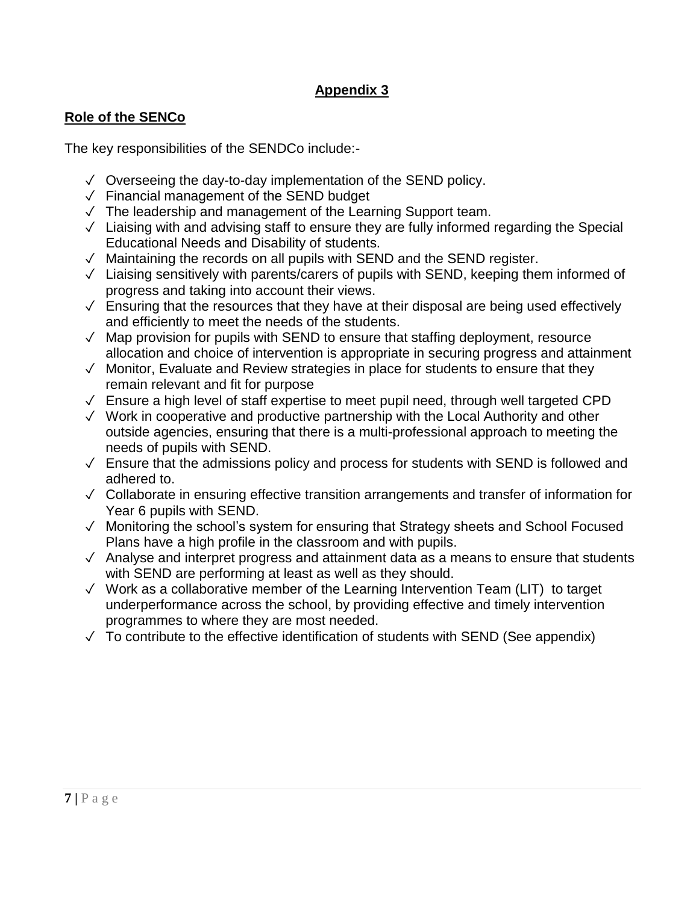## Appendix 3

### Role of the SENCo

The key responsibilities of the SENDCo include:-

- ✓ Overseeing the day-to-day implementation of the SEND policy.
- ✓ Financial management of the SEND budget
- ✓ The leadership and management of the Learning Support team.
- ✓ Liaising with and advising staff to ensure they are fully informed regarding the Special Educational Needs and Disability of students.
- ✓ Maintaining the records on all pupils with SEND and the SEND register.
- ✓ Liaising sensitively with parents/carers of pupils with SEND, keeping them informed of progress and taking into account their views.
- ✓ Ensuring that the resources that they have at their disposal are being used effectively and efficiently to meet the needs of the students.
- ✓ Map provision for pupils with SEND to ensure that staffing deployment, resource allocation and choice of intervention is appropriate in securing progress and attainment
- ✓ Monitor, Evaluate and Review strategies in place for students to ensure that they remain relevant and fit for purpose
- ✓ Ensure a high level of staff expertise to meet pupil need, through well targeted CPD
- ✓ Work in cooperative and productive partnership with the Local Authority and other outside agencies, ensuring that there is a multi-professional approach to meeting the needs of pupils with SEND.
- ✓ Ensure that the admissions policy and process for students with SEND is followed and adhered to.
- ✓ Collaborate in ensuring effective transition arrangements and transfer of information for Year 6 pupils with SEND.
- ✓ Monitoring the school's system for ensuring that Strategy sheets and School Focused Plans have a high profile in the classroom and with pupils.
- ✓ Analyse and interpret progress and attainment data as a means to ensure that students with SEND are performing at least as well as they should.
- ✓ Work as a collaborative member of the Learning Intervention Team (LIT) to target underperformance across the school, by providing effective and timely intervention programmes to where they are most needed.
- ✓ To contribute to the effective identification of students with SEND (See appendix)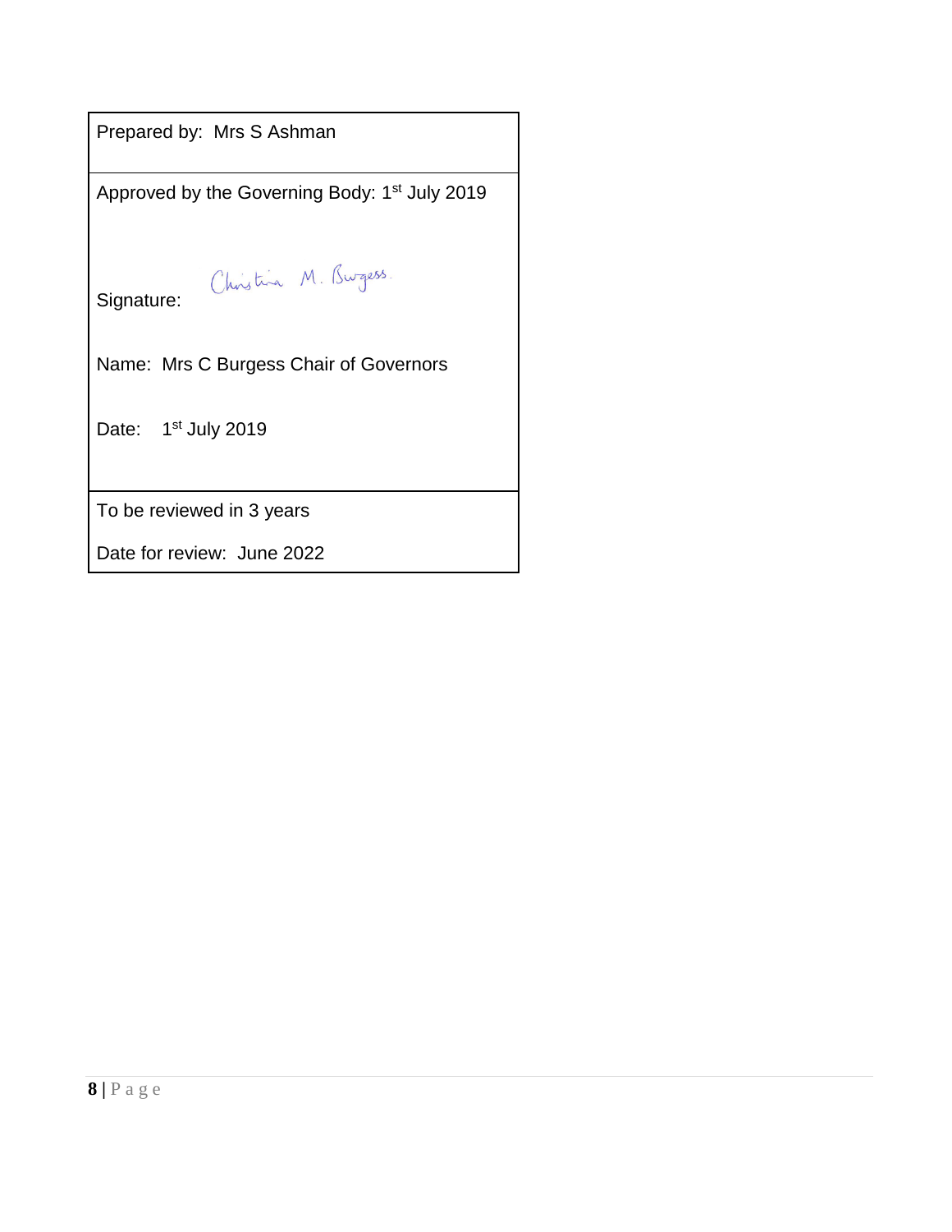| |
|---|
| Prepared by: Mrs S Ashman |
| Approved by the Governing Body: 1st July 2019<br><br>Signature: Christina M. Burgess.<br><br>Name: Mrs C Burgess Chair of Governors<br><br>Date: 1st July 2019 |
| To be reviewed in 3 years<br><br>Date for review: June 2022 |